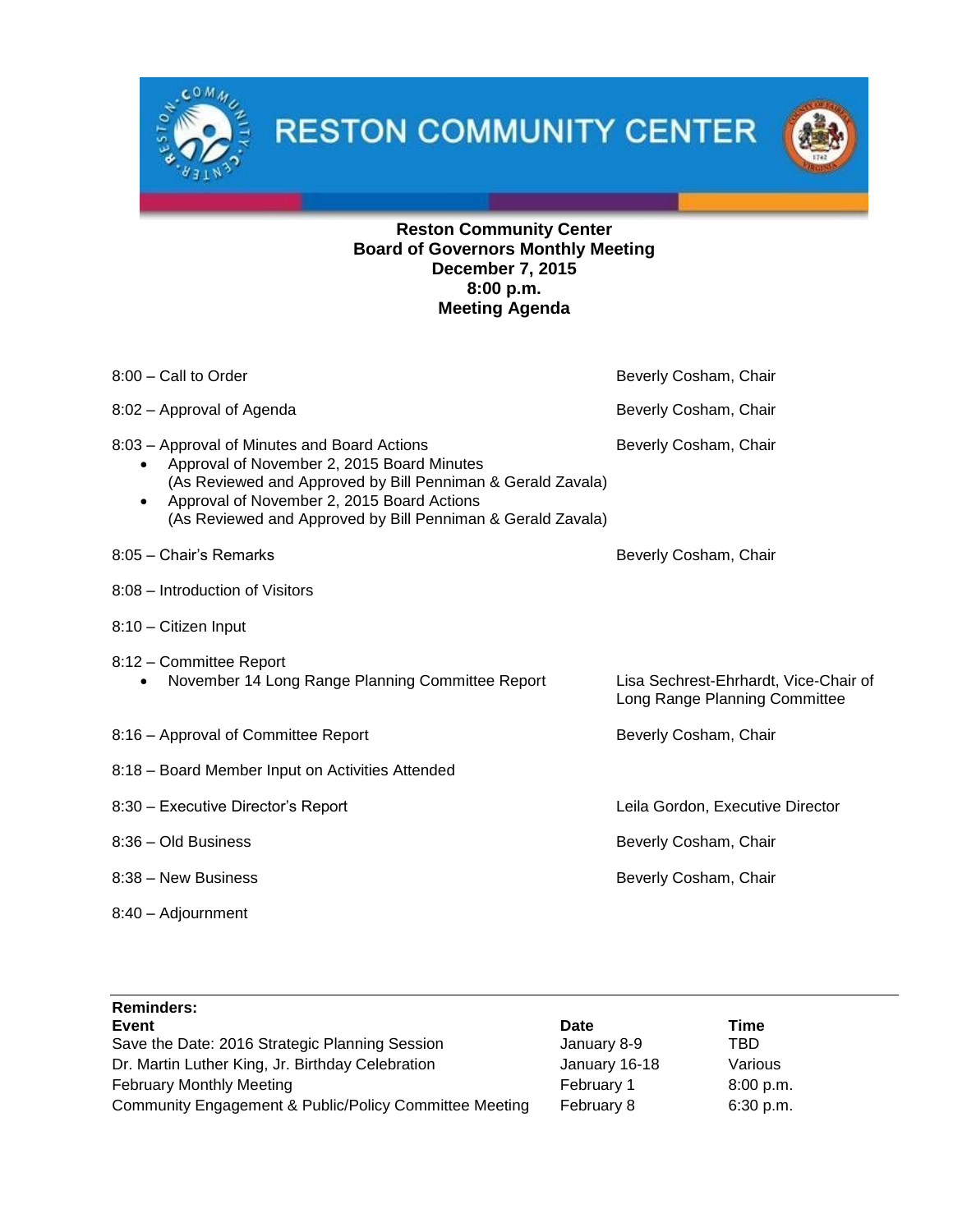# RESTON COMMUNITY CENTER

**Reston Community Center**
**Board of Governors Monthly Meeting**
**December 7, 2015**
**8:00 p.m.**
**Meeting Agenda**

| Agenda Item | Presenter |
|---|---|
| 8:00 – Call to Order | Beverly Cosham, Chair |
| 8:02 – Approval of Agenda | Beverly Cosham, Chair |
| 8:03 – Approval of Minutes and Board Actions<br>• Approval of November 2, 2015 Board Minutes (As Reviewed and Approved by Bill Penniman & Gerald Zavala)<br>• Approval of November 2, 2015 Board Actions (As Reviewed and Approved by Bill Penniman & Gerald Zavala) | Beverly Cosham, Chair |
| 8:05 – Chair's Remarks | Beverly Cosham, Chair |
| 8:08 – Introduction of Visitors | |
| 8:10 – Citizen Input | |
| 8:12 – Committee Report<br>• November 14 Long Range Planning Committee Report | Lisa Sechrest-Ehrhardt, Vice-Chair of Long Range Planning Committee |
| 8:16 – Approval of Committee Report | Beverly Cosham, Chair |
| 8:18 – Board Member Input on Activities Attended | |
| 8:30 – Executive Director's Report | Leila Gordon, Executive Director |
| 8:36 – Old Business | Beverly Cosham, Chair |
| 8:38 – New Business | Beverly Cosham, Chair |
| 8:40 – Adjournment | |

**Reminders:**

| Event | Date | Time |
|---|---|---|
| Save the Date: 2016 Strategic Planning Session | January 8-9 | TBD |
| Dr. Martin Luther King, Jr. Birthday Celebration | January 16-18 | Various |
| February Monthly Meeting | February 1 | 8:00 p.m. |
| Community Engagement & Public/Policy Committee Meeting | February 8 | 6:30 p.m. |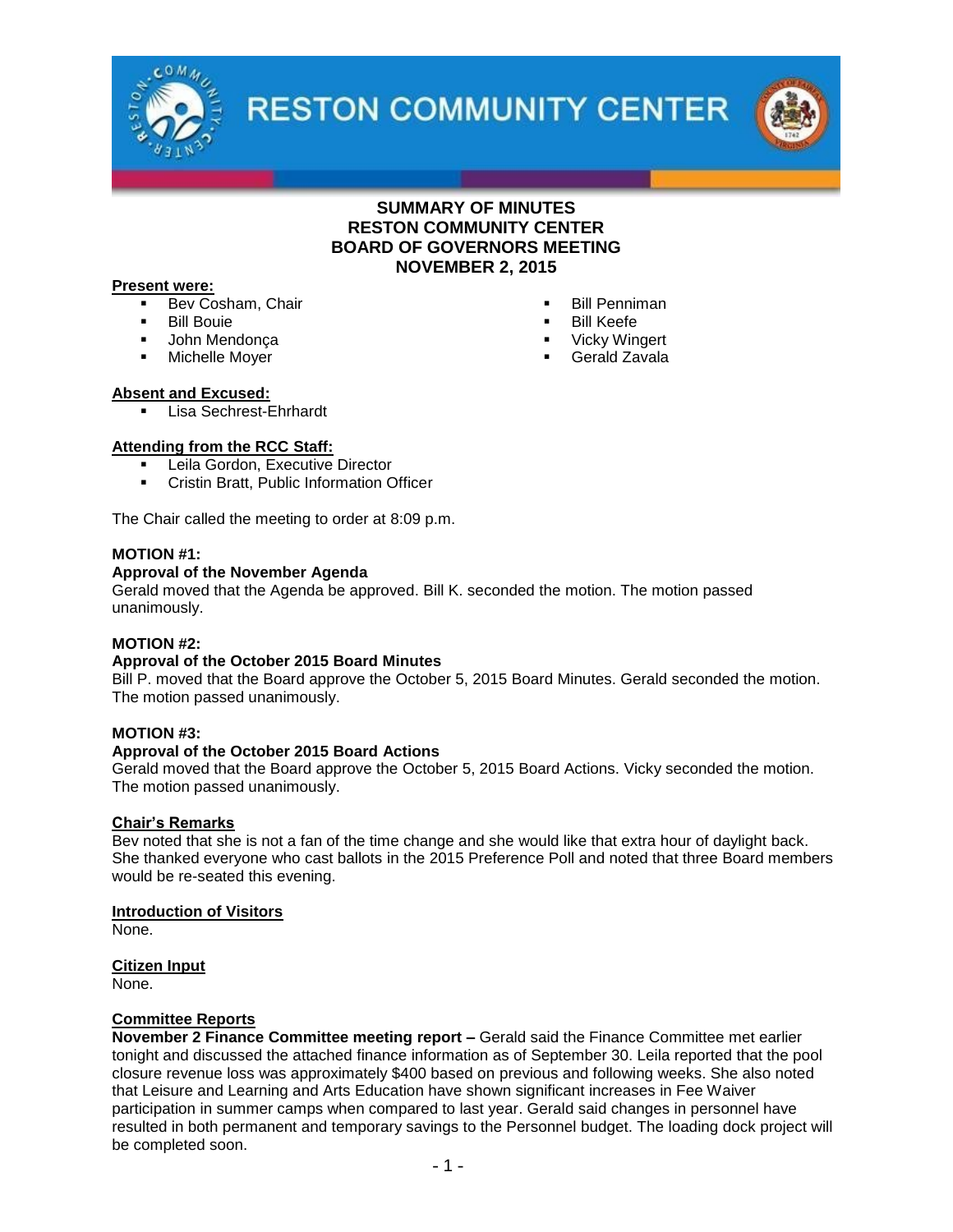# SUMMARY OF MINUTES
# RESTON COMMUNITY CENTER
# BOARD OF GOVERNORS MEETING
# NOVEMBER 2, 2015

**Present were:**

- Bev Cosham, Chair
- Bill Bouie
- John Mendonça
- Michelle Moyer
- Bill Penniman
- Bill Keefe
- Vicky Wingert
- Gerald Zavala

**Absent and Excused:**

- Lisa Sechrest-Ehrhardt

**Attending from the RCC Staff:**

- Leila Gordon, Executive Director
- Cristin Bratt, Public Information Officer

The Chair called the meeting to order at 8:09 p.m.

**MOTION #1:**
**Approval of the November Agenda**
Gerald moved that the Agenda be approved. Bill K. seconded the motion. The motion passed unanimously.

**MOTION #2:**
**Approval of the October 2015 Board Minutes**
Bill P. moved that the Board approve the October 5, 2015 Board Minutes. Gerald seconded the motion. The motion passed unanimously.

**MOTION #3:**
**Approval of the October 2015 Board Actions**
Gerald moved that the Board approve the October 5, 2015 Board Actions. Vicky seconded the motion. The motion passed unanimously.

**Chair's Remarks**
Bev noted that she is not a fan of the time change and she would like that extra hour of daylight back. She thanked everyone who cast ballots in the 2015 Preference Poll and noted that three Board members would be re-seated this evening.

**Introduction of Visitors**
None.

**Citizen Input**
None.

**Committee Reports**
**November 2 Finance Committee meeting report –** Gerald said the Finance Committee met earlier tonight and discussed the attached finance information as of September 30. Leila reported that the pool closure revenue loss was approximately $400 based on previous and following weeks. She also noted that Leisure and Learning and Arts Education have shown significant increases in Fee Waiver participation in summer camps when compared to last year. Gerald said changes in personnel have resulted in both permanent and temporary savings to the Personnel budget. The loading dock project will be completed soon.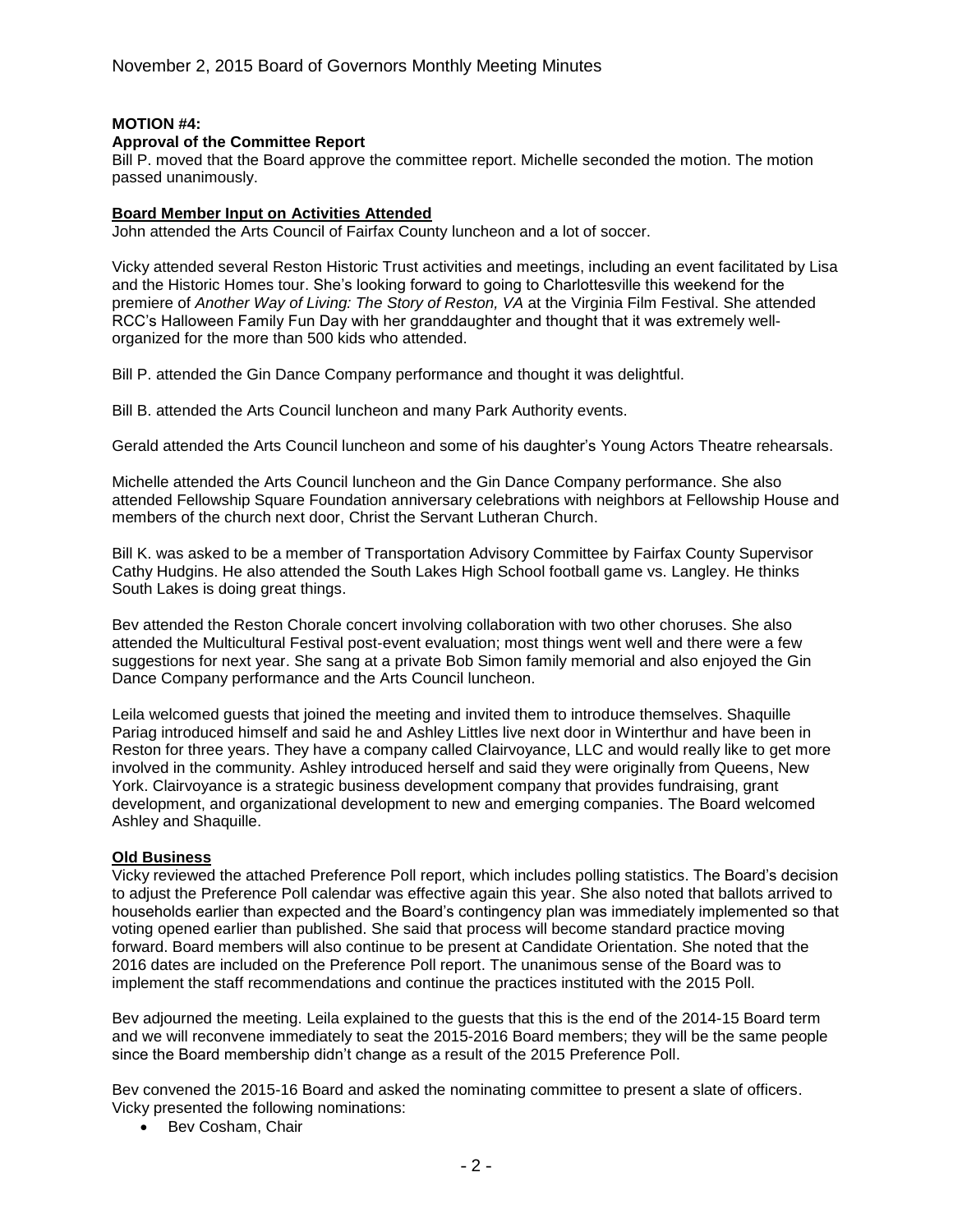**MOTION #4:**

**Approval of the Committee Report**

Bill P. moved that the Board approve the committee report. Michelle seconded the motion. The motion passed unanimously.

**Board Member Input on Activities Attended**

John attended the Arts Council of Fairfax County luncheon and a lot of soccer.

Vicky attended several Reston Historic Trust activities and meetings, including an event facilitated by Lisa and the Historic Homes tour. She's looking forward to going to Charlottesville this weekend for the premiere of *Another Way of Living: The Story of Reston, VA* at the Virginia Film Festival. She attended RCC's Halloween Family Fun Day with her granddaughter and thought that it was extremely well-organized for the more than 500 kids who attended.

Bill P. attended the Gin Dance Company performance and thought it was delightful.

Bill B. attended the Arts Council luncheon and many Park Authority events.

Gerald attended the Arts Council luncheon and some of his daughter's Young Actors Theatre rehearsals.

Michelle attended the Arts Council luncheon and the Gin Dance Company performance. She also attended Fellowship Square Foundation anniversary celebrations with neighbors at Fellowship House and members of the church next door, Christ the Servant Lutheran Church.

Bill K. was asked to be a member of Transportation Advisory Committee by Fairfax County Supervisor Cathy Hudgins. He also attended the South Lakes High School football game vs. Langley. He thinks South Lakes is doing great things.

Bev attended the Reston Chorale concert involving collaboration with two other choruses. She also attended the Multicultural Festival post-event evaluation; most things went well and there were a few suggestions for next year. She sang at a private Bob Simon family memorial and also enjoyed the Gin Dance Company performance and the Arts Council luncheon.

Leila welcomed guests that joined the meeting and invited them to introduce themselves. Shaquille Pariag introduced himself and said he and Ashley Littles live next door in Winterthur and have been in Reston for three years. They have a company called Clairvoyance, LLC and would really like to get more involved in the community. Ashley introduced herself and said they were originally from Queens, New York. Clairvoyance is a strategic business development company that provides fundraising, grant development, and organizational development to new and emerging companies. The Board welcomed Ashley and Shaquille.

**Old Business**

Vicky reviewed the attached Preference Poll report, which includes polling statistics. The Board's decision to adjust the Preference Poll calendar was effective again this year. She also noted that ballots arrived to households earlier than expected and the Board's contingency plan was immediately implemented so that voting opened earlier than published. She said that process will become standard practice moving forward. Board members will also continue to be present at Candidate Orientation. She noted that the 2016 dates are included on the Preference Poll report. The unanimous sense of the Board was to implement the staff recommendations and continue the practices instituted with the 2015 Poll.

Bev adjourned the meeting. Leila explained to the guests that this is the end of the 2014-15 Board term and we will reconvene immediately to seat the 2015-2016 Board members; they will be the same people since the Board membership didn't change as a result of the 2015 Preference Poll.

Bev convened the 2015-16 Board and asked the nominating committee to present a slate of officers. Vicky presented the following nominations:

- Bev Cosham, Chair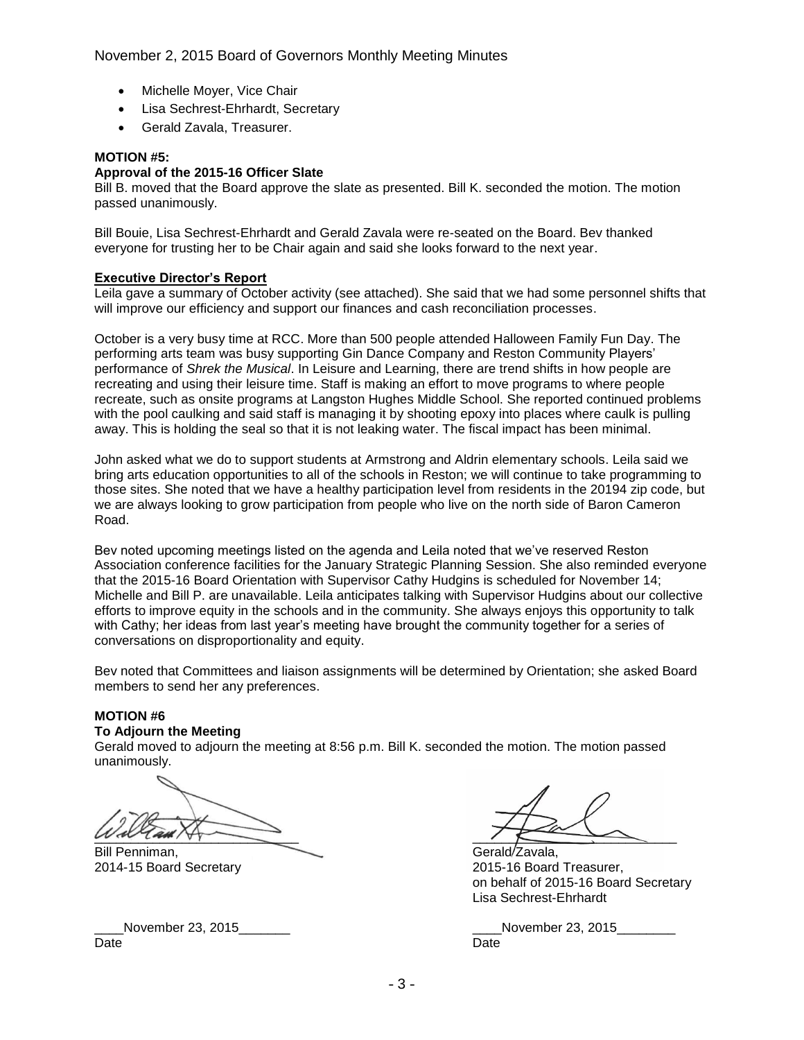- Michelle Moyer, Vice Chair
- Lisa Sechrest-Ehrhardt, Secretary
- Gerald Zavala, Treasurer.

**MOTION #5:**
**Approval of the 2015-16 Officer Slate**
Bill B. moved that the Board approve the slate as presented. Bill K. seconded the motion. The motion passed unanimously.

Bill Bouie, Lisa Sechrest-Ehrhardt and Gerald Zavala were re-seated on the Board. Bev thanked everyone for trusting her to be Chair again and said she looks forward to the next year.

**Executive Director's Report**

Leila gave a summary of October activity (see attached). She said that we had some personnel shifts that will improve our efficiency and support our finances and cash reconciliation processes.

October is a very busy time at RCC. More than 500 people attended Halloween Family Fun Day. The performing arts team was busy supporting Gin Dance Company and Reston Community Players' performance of *Shrek the Musical*. In Leisure and Learning, there are trend shifts in how people are recreating and using their leisure time. Staff is making an effort to move programs to where people recreate, such as onsite programs at Langston Hughes Middle School. She reported continued problems with the pool caulking and said staff is managing it by shooting epoxy into places where caulk is pulling away. This is holding the seal so that it is not leaking water. The fiscal impact has been minimal.

John asked what we do to support students at Armstrong and Aldrin elementary schools. Leila said we bring arts education opportunities to all of the schools in Reston; we will continue to take programming to those sites. She noted that we have a healthy participation level from residents in the 20194 zip code, but we are always looking to grow participation from people who live on the north side of Baron Cameron Road.

Bev noted upcoming meetings listed on the agenda and Leila noted that we've reserved Reston Association conference facilities for the January Strategic Planning Session. She also reminded everyone that the 2015-16 Board Orientation with Supervisor Cathy Hudgins is scheduled for November 14; Michelle and Bill P. are unavailable. Leila anticipates talking with Supervisor Hudgins about our collective efforts to improve equity in the schools and in the community. She always enjoys this opportunity to talk with Cathy; her ideas from last year's meeting have brought the community together for a series of conversations on disproportionality and equity.

Bev noted that Committees and liaison assignments will be determined by Orientation; she asked Board members to send her any preferences.

**MOTION #6**
**To Adjourn the Meeting**
Gerald moved to adjourn the meeting at 8:56 p.m. Bill K. seconded the motion. The motion passed unanimously.

Bill Penniman,
2014-15 Board Secretary

____November 23, 2015_______
Date

Gerald Zavala,
2015-16 Board Treasurer,
on behalf of 2015-16 Board Secretary
Lisa Sechrest-Ehrhardt

____November 23, 2015________
Date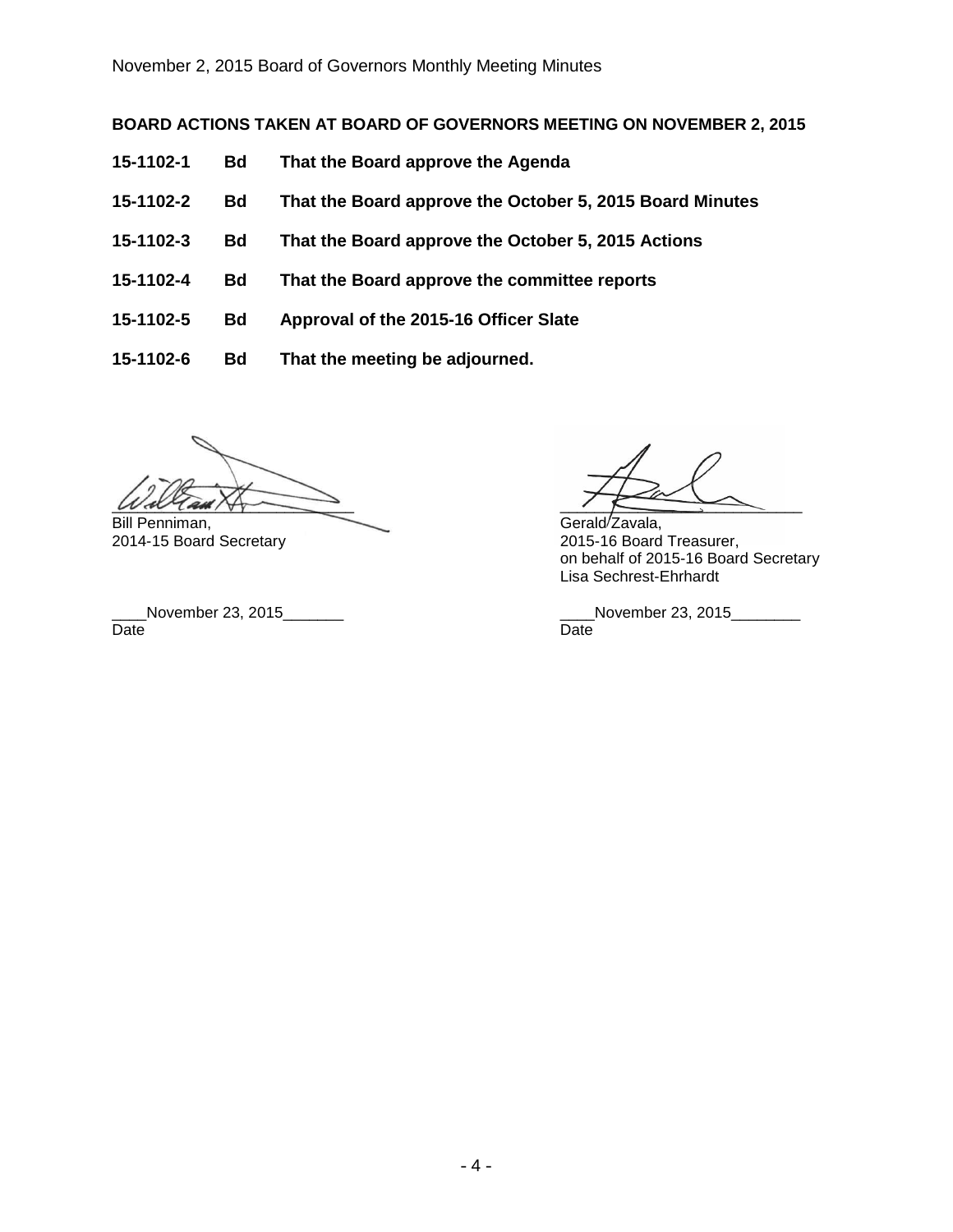**BOARD ACTIONS TAKEN AT BOARD OF GOVERNORS MEETING ON NOVEMBER 2, 2015**

| | | |
|---|---|---|
| **15-1102-1** | **Bd** | **That the Board approve the Agenda** |
| **15-1102-2** | **Bd** | **That the Board approve the October 5, 2015 Board Minutes** |
| **15-1102-3** | **Bd** | **That the Board approve the October 5, 2015 Actions** |
| **15-1102-4** | **Bd** | **That the Board approve the committee reports** |
| **15-1102-5** | **Bd** | **Approval of the 2015-16 Officer Slate** |
| **15-1102-6** | **Bd** | **That the meeting be adjourned.** |

Bill Penniman,
2014-15 Board Secretary

____November 23, 2015_______
Date

Gerald Zavala,
2015-16 Board Treasurer,
on behalf of 2015-16 Board Secretary
Lisa Sechrest-Ehrhardt

____November 23, 2015________
Date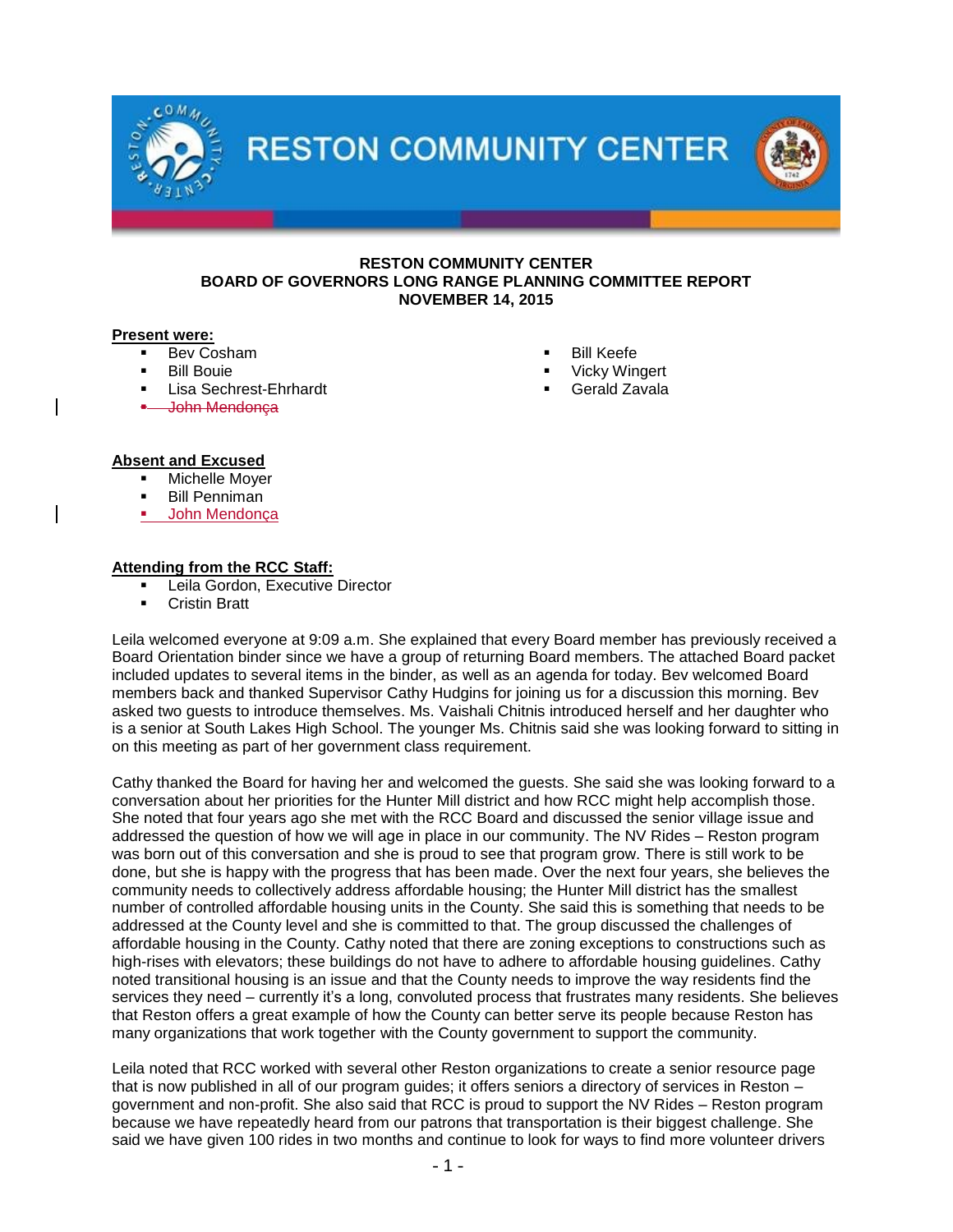**RESTON COMMUNITY CENTER**
**BOARD OF GOVERNORS LONG RANGE PLANNING COMMITTEE REPORT**
**NOVEMBER 14, 2015**

**Present were:**

- Bev Cosham
- Bill Bouie
- Lisa Sechrest-Ehrhardt
- ~~John Mendonça~~
- Bill Keefe
- Vicky Wingert
- Gerald Zavala

**Absent and Excused**

- Michelle Moyer
- Bill Penniman
- John Mendonça

**Attending from the RCC Staff:**

- Leila Gordon, Executive Director
- Cristin Bratt

Leila welcomed everyone at 9:09 a.m. She explained that every Board member has previously received a Board Orientation binder since we have a group of returning Board members. The attached Board packet included updates to several items in the binder, as well as an agenda for today. Bev welcomed Board members back and thanked Supervisor Cathy Hudgins for joining us for a discussion this morning. Bev asked two guests to introduce themselves. Ms. Vaishali Chitnis introduced herself and her daughter who is a senior at South Lakes High School. The younger Ms. Chitnis said she was looking forward to sitting in on this meeting as part of her government class requirement.

Cathy thanked the Board for having her and welcomed the guests. She said she was looking forward to a conversation about her priorities for the Hunter Mill district and how RCC might help accomplish those. She noted that four years ago she met with the RCC Board and discussed the senior village issue and addressed the question of how we will age in place in our community. The NV Rides – Reston program was born out of this conversation and she is proud to see that program grow. There is still work to be done, but she is happy with the progress that has been made. Over the next four years, she believes the community needs to collectively address affordable housing; the Hunter Mill district has the smallest number of controlled affordable housing units in the County. She said this is something that needs to be addressed at the County level and she is committed to that. The group discussed the challenges of affordable housing in the County. Cathy noted that there are zoning exceptions to constructions such as high-rises with elevators; these buildings do not have to adhere to affordable housing guidelines. Cathy noted transitional housing is an issue and that the County needs to improve the way residents find the services they need – currently it's a long, convoluted process that frustrates many residents. She believes that Reston offers a great example of how the County can better serve its people because Reston has many organizations that work together with the County government to support the community.

Leila noted that RCC worked with several other Reston organizations to create a senior resource page that is now published in all of our program guides; it offers seniors a directory of services in Reston – government and non-profit. She also said that RCC is proud to support the NV Rides – Reston program because we have repeatedly heard from our patrons that transportation is their biggest challenge. She said we have given 100 rides in two months and continue to look for ways to find more volunteer drivers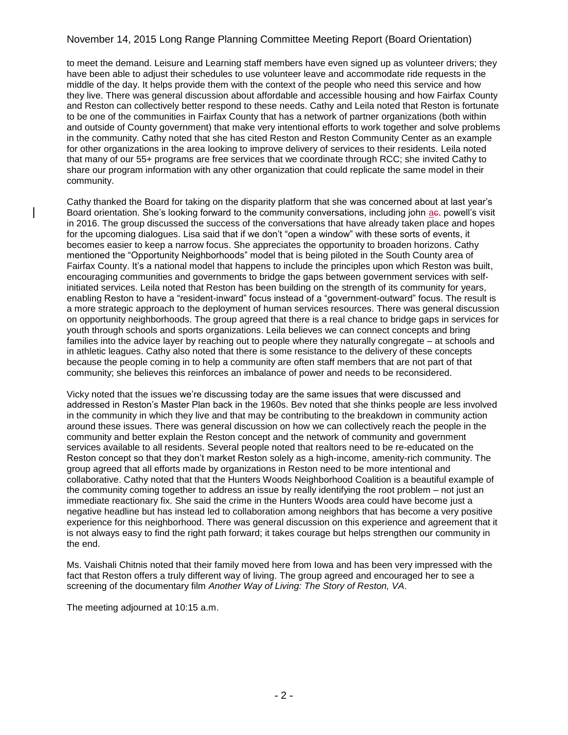to meet the demand. Leisure and Learning staff members have even signed up as volunteer drivers; they have been able to adjust their schedules to use volunteer leave and accommodate ride requests in the middle of the day. It helps provide them with the context of the people who need this service and how they live. There was general discussion about affordable and accessible housing and how Fairfax County and Reston can collectively better respond to these needs. Cathy and Leila noted that Reston is fortunate to be one of the communities in Fairfax County that has a network of partner organizations (both within and outside of County government) that make very intentional efforts to work together and solve problems in the community. Cathy noted that she has cited Reston and Reston Community Center as an example for other organizations in the area looking to improve delivery of services to their residents. Leila noted that many of our 55+ programs are free services that we coordinate through RCC; she invited Cathy to share our program information with any other organization that could replicate the same model in their community.

Cathy thanked the Board for taking on the disparity platform that she was concerned about at last year's Board orientation. She's looking forward to the community conversations, including john a. powell's visit in 2016. The group discussed the success of the conversations that have already taken place and hopes for the upcoming dialogues. Lisa said that if we don't "open a window" with these sorts of events, it becomes easier to keep a narrow focus. She appreciates the opportunity to broaden horizons. Cathy mentioned the "Opportunity Neighborhoods" model that is being piloted in the South County area of Fairfax County. It's a national model that happens to include the principles upon which Reston was built, encouraging communities and governments to bridge the gaps between government services with self-initiated services. Leila noted that Reston has been building on the strength of its community for years, enabling Reston to have a "resident-inward" focus instead of a "government-outward" focus. The result is a more strategic approach to the deployment of human services resources. There was general discussion on opportunity neighborhoods. The group agreed that there is a real chance to bridge gaps in services for youth through schools and sports organizations. Leila believes we can connect concepts and bring families into the advice layer by reaching out to people where they naturally congregate – at schools and in athletic leagues. Cathy also noted that there is some resistance to the delivery of these concepts because the people coming in to help a community are often staff members that are not part of that community; she believes this reinforces an imbalance of power and needs to be reconsidered.

Vicky noted that the issues we're discussing today are the same issues that were discussed and addressed in Reston's Master Plan back in the 1960s. Bev noted that she thinks people are less involved in the community in which they live and that may be contributing to the breakdown in community action around these issues. There was general discussion on how we can collectively reach the people in the community and better explain the Reston concept and the network of community and government services available to all residents. Several people noted that realtors need to be re-educated on the Reston concept so that they don't market Reston solely as a high-income, amenity-rich community. The group agreed that all efforts made by organizations in Reston need to be more intentional and collaborative. Cathy noted that that the Hunters Woods Neighborhood Coalition is a beautiful example of the community coming together to address an issue by really identifying the root problem – not just an immediate reactionary fix. She said the crime in the Hunters Woods area could have become just a negative headline but has instead led to collaboration among neighbors that has become a very positive experience for this neighborhood. There was general discussion on this experience and agreement that it is not always easy to find the right path forward; it takes courage but helps strengthen our community in the end.

Ms. Vaishali Chitnis noted that their family moved here from Iowa and has been very impressed with the fact that Reston offers a truly different way of living. The group agreed and encouraged her to see a screening of the documentary film *Another Way of Living: The Story of Reston, VA*.

The meeting adjourned at 10:15 a.m.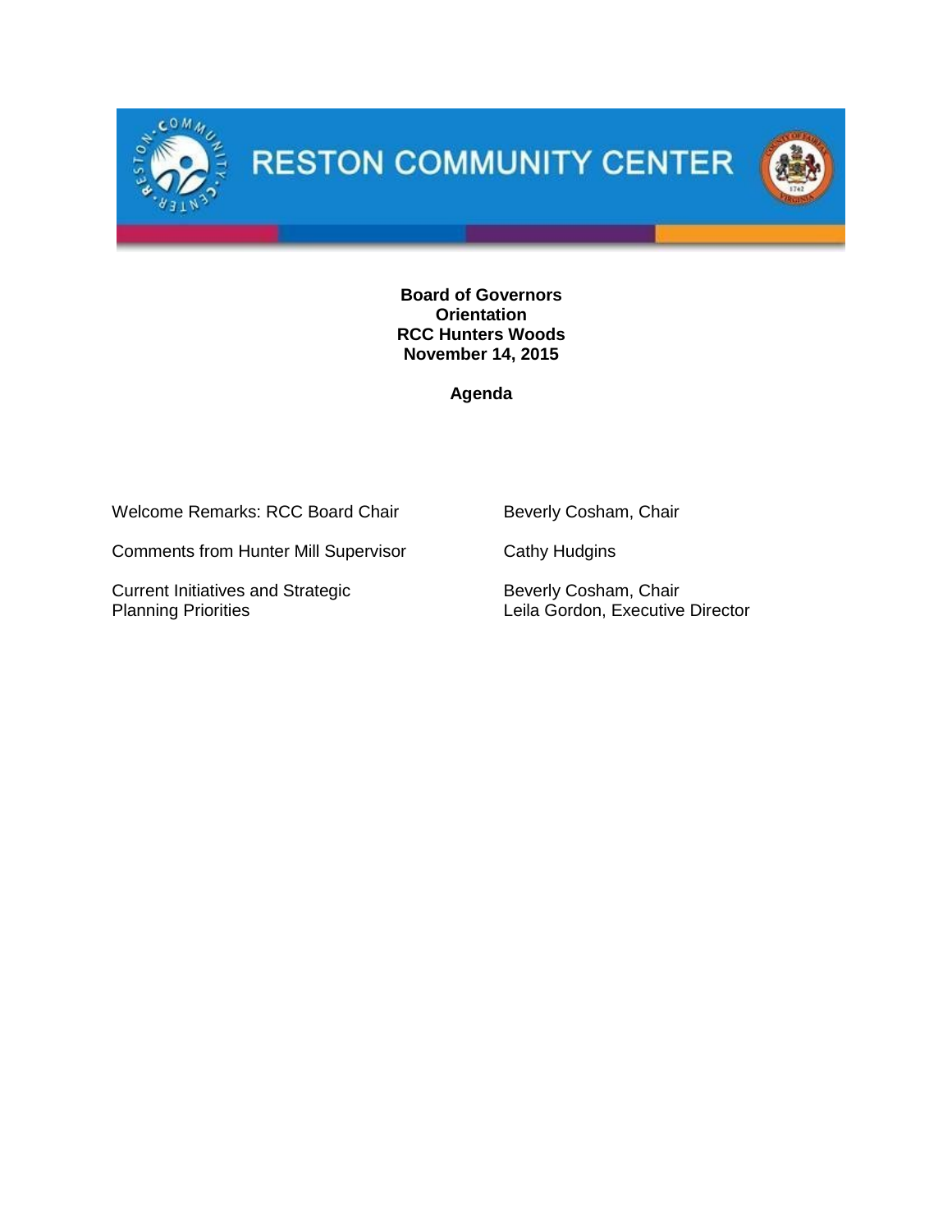# RESTON COMMUNITY CENTER

**Board of Governors**
**Orientation**
**RCC Hunters Woods**
**November 14, 2015**

**Agenda**

| | |
|---|---|
| Welcome Remarks: RCC Board Chair | Beverly Cosham, Chair |
| Comments from Hunter Mill Supervisor | Cathy Hudgins |
| Current Initiatives and Strategic Planning Priorities | Beverly Cosham, Chair<br>Leila Gordon, Executive Director |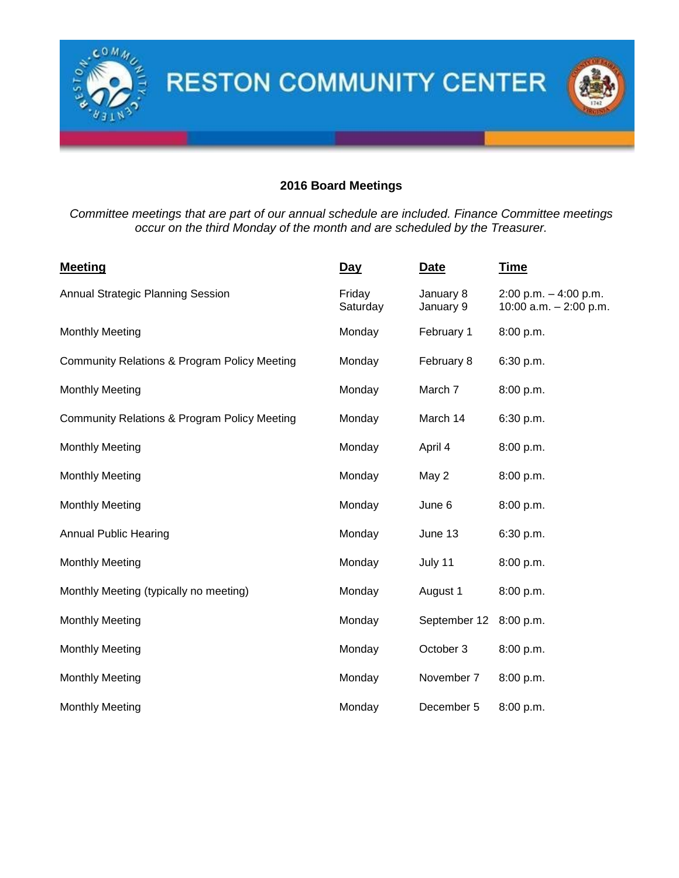# RESTON COMMUNITY CENTER

## 2016 Board Meetings

*Committee meetings that are part of our annual schedule are included. Finance Committee meetings occur on the third Monday of the month and are scheduled by the Treasurer.*

| Meeting | Day | Date | Time |
| --- | --- | --- | --- |
| Annual Strategic Planning Session | Friday<br>Saturday | January 8<br>January 9 | 2:00 p.m. – 4:00 p.m.<br>10:00 a.m. – 2:00 p.m. |
| Monthly Meeting | Monday | February 1 | 8:00 p.m. |
| Community Relations & Program Policy Meeting | Monday | February 8 | 6:30 p.m. |
| Monthly Meeting | Monday | March 7 | 8:00 p.m. |
| Community Relations & Program Policy Meeting | Monday | March 14 | 6:30 p.m. |
| Monthly Meeting | Monday | April 4 | 8:00 p.m. |
| Monthly Meeting | Monday | May 2 | 8:00 p.m. |
| Monthly Meeting | Monday | June 6 | 8:00 p.m. |
| Annual Public Hearing | Monday | June 13 | 6:30 p.m. |
| Monthly Meeting | Monday | July 11 | 8:00 p.m. |
| Monthly Meeting (typically no meeting) | Monday | August 1 | 8:00 p.m. |
| Monthly Meeting | Monday | September 12 | 8:00 p.m. |
| Monthly Meeting | Monday | October 3 | 8:00 p.m. |
| Monthly Meeting | Monday | November 7 | 8:00 p.m. |
| Monthly Meeting | Monday | December 5 | 8:00 p.m. |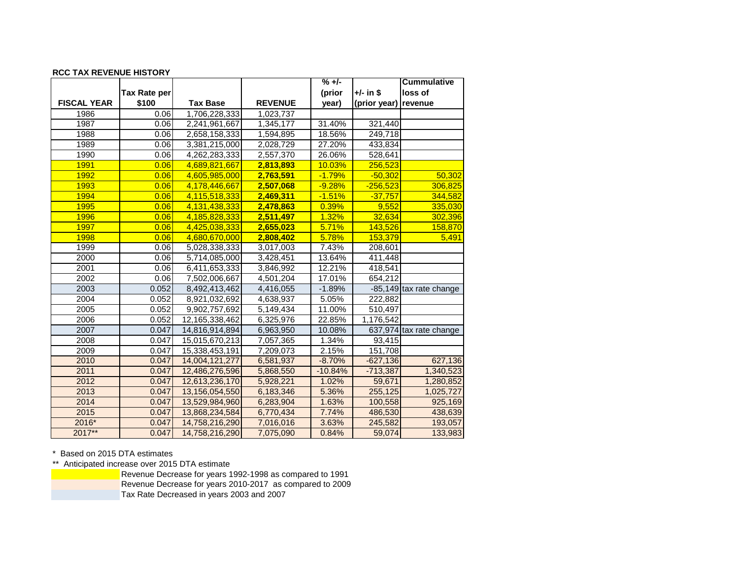**RCC TAX REVENUE HISTORY**

| FISCAL YEAR | Tax Rate per $100 | Tax Base | REVENUE | % +/- (prior year) | +/- in $ (prior year) | Cummulative loss of revenue |
|---|---|---|---|---|---|---|
| 1986 | 0.06 | 1,706,228,333 | 1,023,737 | | | |
| 1987 | 0.06 | 2,241,961,667 | 1,345,177 | 31.40% | 321,440 | |
| 1988 | 0.06 | 2,658,158,333 | 1,594,895 | 18.56% | 249,718 | |
| 1989 | 0.06 | 3,381,215,000 | 2,028,729 | 27.20% | 433,834 | |
| 1990 | 0.06 | 4,262,283,333 | 2,557,370 | 26.06% | 528,641 | |
| 1991 | 0.06 | 4,689,821,667 | **2,813,893** | 10.03% | 256,523 | |
| 1992 | 0.06 | 4,605,985,000 | **2,763,591** | -1.79% | -50,302 | 50,302 |
| 1993 | 0.06 | 4,178,446,667 | **2,507,068** | -9.28% | -256,523 | 306,825 |
| 1994 | 0.06 | 4,115,518,333 | **2,469,311** | -1.51% | -37,757 | 344,582 |
| 1995 | 0.06 | 4,131,438,333 | **2,478,863** | 0.39% | 9,552 | 335,030 |
| 1996 | 0.06 | 4,185,828,333 | **2,511,497** | 1.32% | 32,634 | 302,396 |
| 1997 | 0.06 | 4,425,038,333 | **2,655,023** | 5.71% | 143,526 | 158,870 |
| 1998 | 0.06 | 4,680,670,000 | **2,808,402** | 5.78% | 153,379 | 5,491 |
| 1999 | 0.06 | 5,028,338,333 | 3,017,003 | 7.43% | 208,601 | |
| 2000 | 0.06 | 5,714,085,000 | 3,428,451 | 13.64% | 411,448 | |
| 2001 | 0.06 | 6,411,653,333 | 3,846,992 | 12.21% | 418,541 | |
| 2002 | 0.06 | 7,502,006,667 | 4,501,204 | 17.01% | 654,212 | |
| 2003 | 0.052 | 8,492,413,462 | 4,416,055 | -1.89% | -85,149 | tax rate change |
| 2004 | 0.052 | 8,921,032,692 | 4,638,937 | 5.05% | 222,882 | |
| 2005 | 0.052 | 9,902,757,692 | 5,149,434 | 11.00% | 510,497 | |
| 2006 | 0.052 | 12,165,338,462 | 6,325,976 | 22.85% | 1,176,542 | |
| 2007 | 0.047 | 14,816,914,894 | 6,963,950 | 10.08% | 637,974 | tax rate change |
| 2008 | 0.047 | 15,015,670,213 | 7,057,365 | 1.34% | 93,415 | |
| 2009 | 0.047 | 15,338,453,191 | 7,209,073 | 2.15% | 151,708 | |
| 2010 | 0.047 | 14,004,121,277 | 6,581,937 | -8.70% | -627,136 | 627,136 |
| 2011 | 0.047 | 12,486,276,596 | 5,868,550 | -10.84% | -713,387 | 1,340,523 |
| 2012 | 0.047 | 12,613,236,170 | 5,928,221 | 1.02% | 59,671 | 1,280,852 |
| 2013 | 0.047 | 13,156,054,550 | 6,183,346 | 5.36% | 255,125 | 1,025,727 |
| 2014 | 0.047 | 13,529,984,960 | 6,283,904 | 1.63% | 100,558 | 925,169 |
| 2015 | 0.047 | 13,868,234,584 | 6,770,434 | 7.74% | 486,530 | 438,639 |
| 2016* | 0.047 | 14,758,216,290 | 7,016,016 | 3.63% | 245,582 | 193,057 |
| 2017** | 0.047 | 14,758,216,290 | 7,075,090 | 0.84% | 59,074 | 133,983 |

\* Based on 2015 DTA estimates

** Anticipated increase over 2015 DTA estimate

Revenue Decrease for years 1992-1998 as compared to 1991

Revenue Decrease for years 2010-2017 as compared to 2009

Tax Rate Decreased in years 2003 and 2007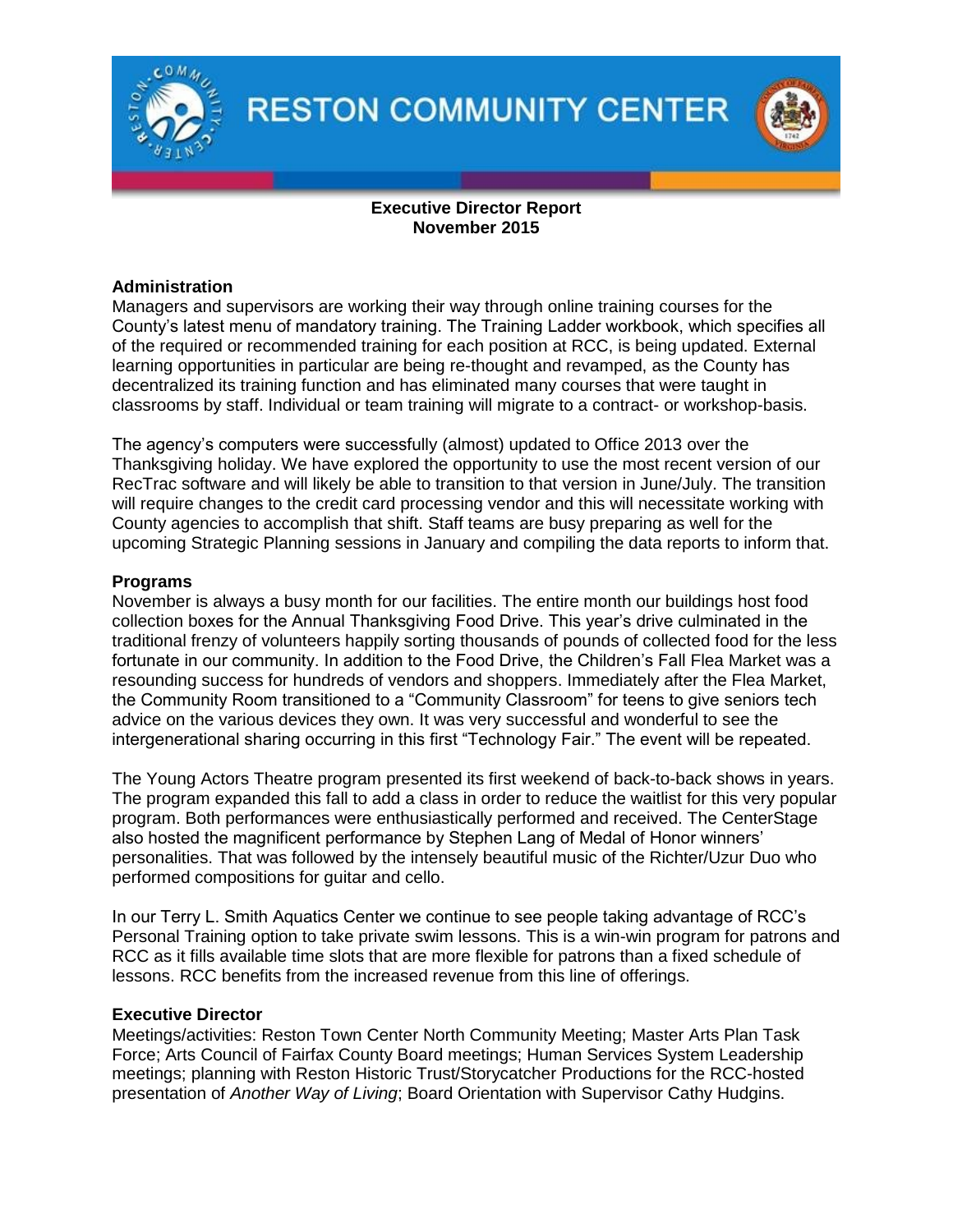# RESTON COMMUNITY CENTER

**Executive Director Report**
**November 2015**

**Administration**
Managers and supervisors are working their way through online training courses for the County's latest menu of mandatory training. The Training Ladder workbook, which specifies all of the required or recommended training for each position at RCC, is being updated. External learning opportunities in particular are being re-thought and revamped, as the County has decentralized its training function and has eliminated many courses that were taught in classrooms by staff. Individual or team training will migrate to a contract- or workshop-basis.

The agency's computers were successfully (almost) updated to Office 2013 over the Thanksgiving holiday. We have explored the opportunity to use the most recent version of our RecTrac software and will likely be able to transition to that version in June/July. The transition will require changes to the credit card processing vendor and this will necessitate working with County agencies to accomplish that shift. Staff teams are busy preparing as well for the upcoming Strategic Planning sessions in January and compiling the data reports to inform that.

**Programs**
November is always a busy month for our facilities. The entire month our buildings host food collection boxes for the Annual Thanksgiving Food Drive. This year's drive culminated in the traditional frenzy of volunteers happily sorting thousands of pounds of collected food for the less fortunate in our community. In addition to the Food Drive, the Children's Fall Flea Market was a resounding success for hundreds of vendors and shoppers. Immediately after the Flea Market, the Community Room transitioned to a "Community Classroom" for teens to give seniors tech advice on the various devices they own. It was very successful and wonderful to see the intergenerational sharing occurring in this first "Technology Fair." The event will be repeated.

The Young Actors Theatre program presented its first weekend of back-to-back shows in years. The program expanded this fall to add a class in order to reduce the waitlist for this very popular program. Both performances were enthusiastically performed and received. The CenterStage also hosted the magnificent performance by Stephen Lang of Medal of Honor winners' personalities. That was followed by the intensely beautiful music of the Richter/Uzur Duo who performed compositions for guitar and cello.

In our Terry L. Smith Aquatics Center we continue to see people taking advantage of RCC's Personal Training option to take private swim lessons. This is a win-win program for patrons and RCC as it fills available time slots that are more flexible for patrons than a fixed schedule of lessons. RCC benefits from the increased revenue from this line of offerings.

**Executive Director**
Meetings/activities: Reston Town Center North Community Meeting; Master Arts Plan Task Force; Arts Council of Fairfax County Board meetings; Human Services System Leadership meetings; planning with Reston Historic Trust/Storycatcher Productions for the RCC-hosted presentation of *Another Way of Living*; Board Orientation with Supervisor Cathy Hudgins.